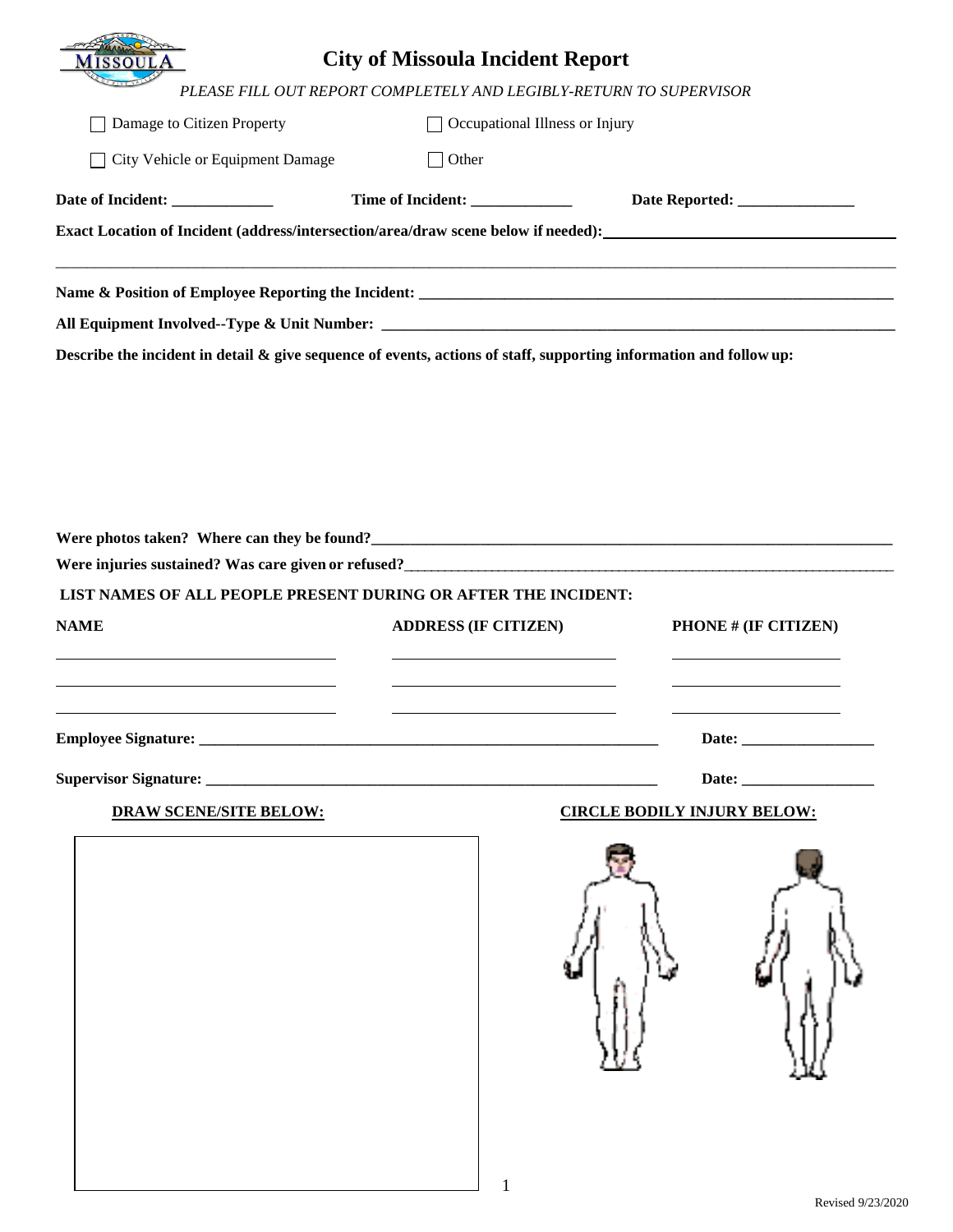# City of Missoula Incident Report

*PLEASE FILL OUT REPORT COMPLETELY AND LEGIBLY-RETURN TO SUPERVISOR*

- ☐ Damage to Citizen Property
- ☐ Occupational Illness or Injury
- ☐ City Vehicle or Equipment Damage
- ☐ Other

**Date of Incident:** _____________ **Time of Incident:** _____________ **Date Reported:** _______________

**Exact Location of Incident (address/intersection/area/draw scene below if needed):** ____________________________________

_______________________________________________________________________________________________

**Name & Position of Employee Reporting the Incident:** _______________________________________________

**All Equipment Involved--Type & Unit Number:** _____________________________________________________

**Describe the incident in detail & give sequence of events, actions of staff, supporting information and follow up:**

**Were photos taken? Where can they be found?**_____________________________________________________

**Were injuries sustained? Was care given or refused?**_________________________________________________

**LIST NAMES OF ALL PEOPLE PRESENT DURING OR AFTER THE INCIDENT:**

| NAME | ADDRESS (IF CITIZEN) | PHONE # (IF CITIZEN) |
|---|---|---|
| | | |
| | | |
| | | |

**Employee Signature:** _______________________________________________ **Date:** _________________

**Supervisor Signature:** ______________________________________________ **Date:** _________________

**DRAW SCENE/SITE BELOW:**

**CIRCLE BODILY INJURY BELOW:**

Revised 9/23/2020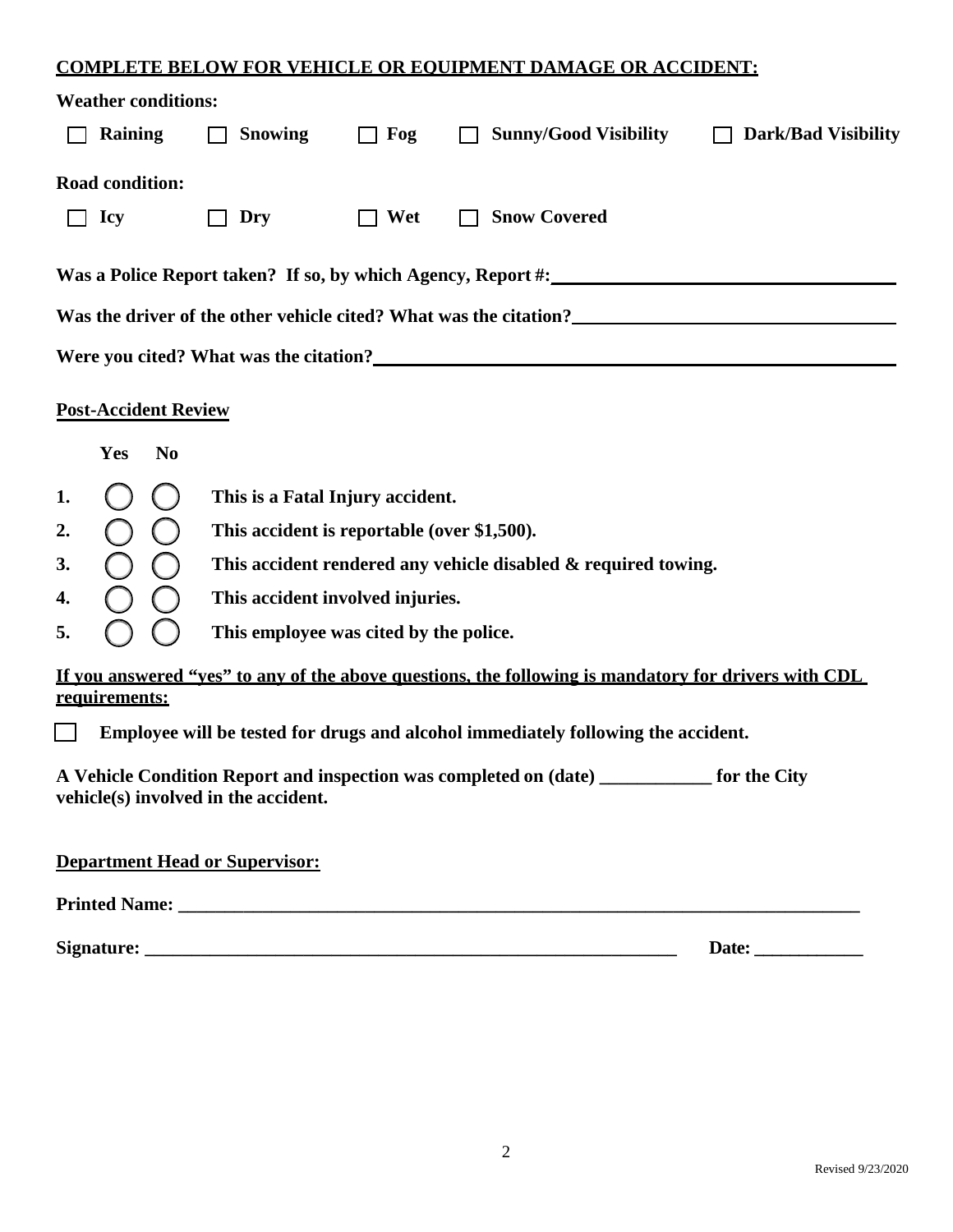**COMPLETE BELOW FOR VEHICLE OR EQUIPMENT DAMAGE OR ACCIDENT:**

**Weather conditions:**

☐ **Raining** ☐ **Snowing** ☐ **Fog** ☐ **Sunny/Good Visibility** ☐ **Dark/Bad Visibility**

**Road condition:**

☐ **Icy** ☐ **Dry** ☐ **Wet** ☐ **Snow Covered**

**Was a Police Report taken? If so, by which Agency, Report #:**\_\_\_\_\_\_\_\_\_\_\_\_\_\_\_\_\_\_\_\_\_\_\_\_\_\_\_\_\_\_\_\_\_\_\_\_\_\_

**Was the driver of the other vehicle cited? What was the citation?**\_\_\_\_\_\_\_\_\_\_\_\_\_\_\_\_\_\_\_\_\_\_\_\_\_\_\_\_\_\_\_\_\_\_\_\_

**Were you cited? What was the citation?**\_\_\_\_\_\_\_\_\_\_\_\_\_\_\_\_\_\_\_\_\_\_\_\_\_\_\_\_\_\_\_\_\_\_\_\_\_\_\_\_\_\_\_\_\_\_\_\_\_\_\_\_\_\_\_\_

**Post-Accident Review**

| | Yes | No | |
|---|---|---|---|
| **1.** | ◯ | ◯ | **This is a Fatal Injury accident.** |
| **2.** | ◯ | ◯ | **This accident is reportable (over $1,500).** |
| **3.** | ◯ | ◯ | **This accident rendered any vehicle disabled & required towing.** |
| **4.** | ◯ | ◯ | **This accident involved injuries.** |
| **5.** | ◯ | ◯ | **This employee was cited by the police.** |

**If you answered "yes" to any of the above questions, the following is mandatory for drivers with CDL requirements:**

☐ **Employee will be tested for drugs and alcohol immediately following the accident.**

**A Vehicle Condition Report and inspection was completed on (date) \_\_\_\_\_\_\_\_\_\_\_\_ for the City vehicle(s) involved in the accident.**

**Department Head or Supervisor:**

**Printed Name:** \_\_\_\_\_\_\_\_\_\_\_\_\_\_\_\_\_\_\_\_\_\_\_\_\_\_\_\_\_\_\_\_\_\_\_\_\_\_\_\_\_\_\_\_\_\_\_\_\_\_\_\_\_\_\_\_\_\_\_\_\_\_\_\_\_\_\_\_\_\_\_\_\_\_\_\_

**Signature:** \_\_\_\_\_\_\_\_\_\_\_\_\_\_\_\_\_\_\_\_\_\_\_\_\_\_\_\_\_\_\_\_\_\_\_\_\_\_\_\_\_\_\_\_\_\_\_\_\_\_\_\_\_\_\_\_\_\_\_\_ **Date:** \_\_\_\_\_\_\_\_\_\_\_\_

Revised 9/23/2020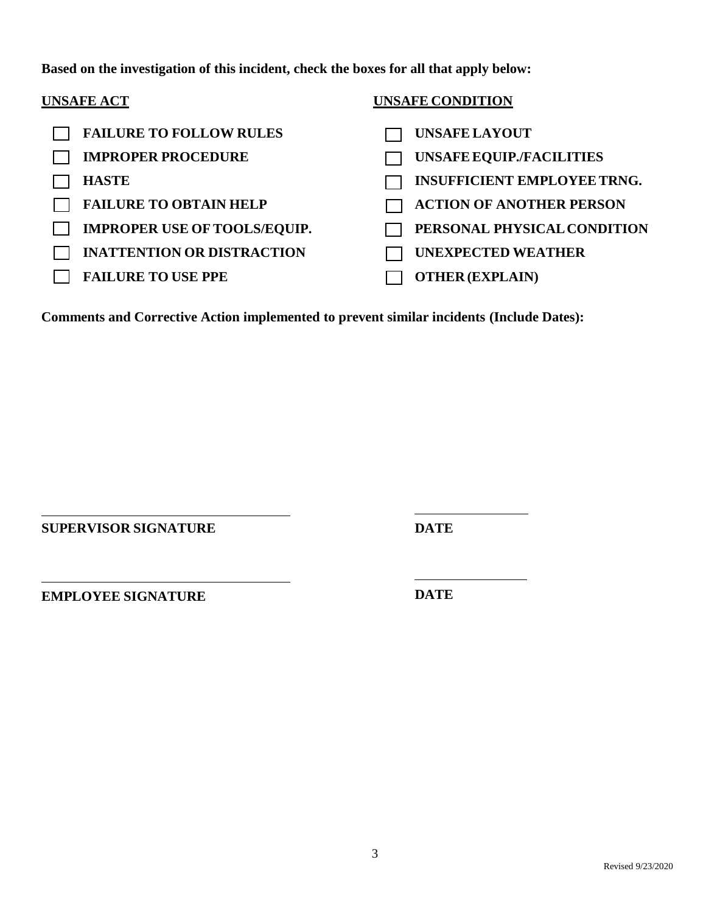**Based on the investigation of this incident, check the boxes for all that apply below:**

| **UNSAFE ACT** | **UNSAFE CONDITION** |
| --- | --- |
| ☐ **FAILURE TO FOLLOW RULES** | ☐ **UNSAFE LAYOUT** |
| ☐ **IMPROPER PROCEDURE** | ☐ **UNSAFE EQUIP./FACILITIES** |
| ☐ **HASTE** | ☐ **INSUFFICIENT EMPLOYEE TRNG.** |
| ☐ **FAILURE TO OBTAIN HELP** | ☐ **ACTION OF ANOTHER PERSON** |
| ☐ **IMPROPER USE OF TOOLS/EQUIP.** | ☐ **PERSONAL PHYSICAL CONDITION** |
| ☐ **INATTENTION OR DISTRACTION** | ☐ **UNEXPECTED WEATHER** |
| ☐ **FAILURE TO USE PPE** | ☐ **OTHER (EXPLAIN)** |

**Comments and Corrective Action implemented to prevent similar incidents (Include Dates):**

\_\_\_\_\_\_\_\_\_\_\_\_\_\_\_\_\_\_\_\_\_\_\_\_\_\_\_\_\_\_\_\_\_\_ &nbsp;&nbsp;&nbsp;&nbsp; \_\_\_\_\_\_\_\_\_\_\_\_\_\_\_\_

**SUPERVISOR SIGNATURE** &nbsp;&nbsp;&nbsp;&nbsp; **DATE**

\_\_\_\_\_\_\_\_\_\_\_\_\_\_\_\_\_\_\_\_\_\_\_\_\_\_\_\_\_\_\_\_\_\_ &nbsp;&nbsp;&nbsp;&nbsp; \_\_\_\_\_\_\_\_\_\_\_\_\_\_\_\_

**EMPLOYEE SIGNATURE** &nbsp;&nbsp;&nbsp;&nbsp; **DATE**

Revised 9/23/2020